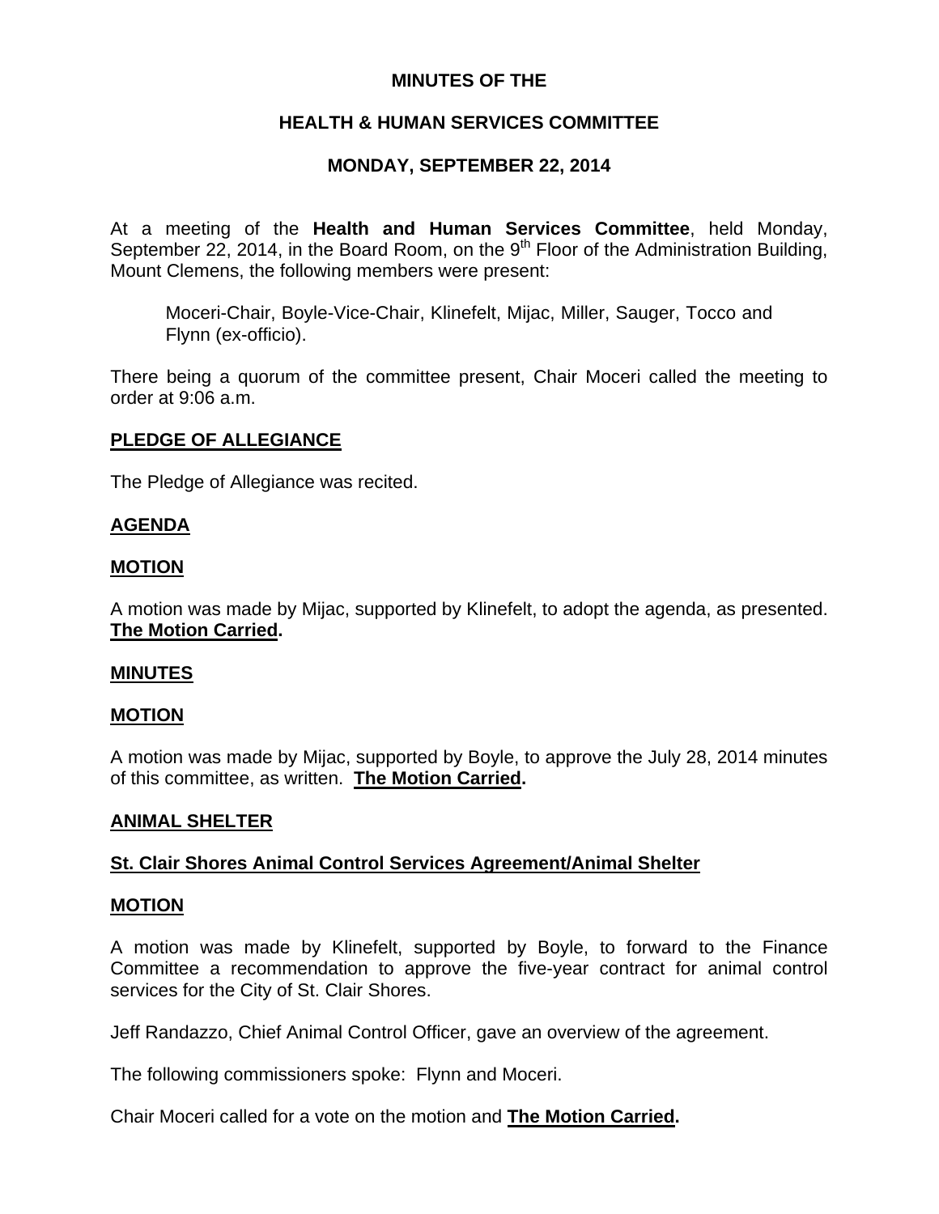# MINUTES OF THE

## HEALTH & HUMAN SERVICES COMMITTEE

## MONDAY, SEPTEMBER 22, 2014

At a meeting of the **Health and Human Services Committee**, held Monday, September 22, 2014, in the Board Room, on the 9th Floor of the Administration Building, Mount Clemens, the following members were present:

> Moceri-Chair, Boyle-Vice-Chair, Klinefelt, Mijac, Miller, Sauger, Tocco and Flynn (ex-officio).

There being a quorum of the committee present, Chair Moceri called the meeting to order at 9:06 a.m.

**PLEDGE OF ALLEGIANCE**

The Pledge of Allegiance was recited.

**AGENDA**

**MOTION**

A motion was made by Mijac, supported by Klinefelt, to adopt the agenda, as presented. **The Motion Carried.**

**MINUTES**

**MOTION**

A motion was made by Mijac, supported by Boyle, to approve the July 28, 2014 minutes of this committee, as written. **The Motion Carried.**

**ANIMAL SHELTER**

**St. Clair Shores Animal Control Services Agreement/Animal Shelter**

**MOTION**

A motion was made by Klinefelt, supported by Boyle, to forward to the Finance Committee a recommendation to approve the five-year contract for animal control services for the City of St. Clair Shores.

Jeff Randazzo, Chief Animal Control Officer, gave an overview of the agreement.

The following commissioners spoke: Flynn and Moceri.

Chair Moceri called for a vote on the motion and **The Motion Carried.**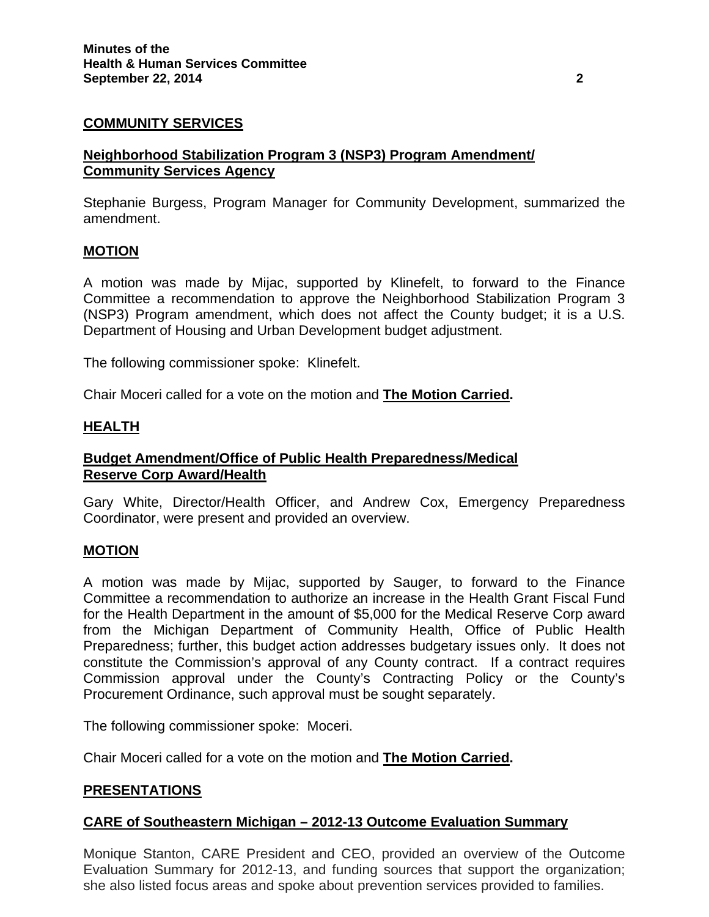## COMMUNITY SERVICES

### Neighborhood Stabilization Program 3 (NSP3) Program Amendment/ Community Services Agency

Stephanie Burgess, Program Manager for Community Development, summarized the amendment.

#### MOTION

A motion was made by Mijac, supported by Klinefelt, to forward to the Finance Committee a recommendation to approve the Neighborhood Stabilization Program 3 (NSP3) Program amendment, which does not affect the County budget; it is a U.S. Department of Housing and Urban Development budget adjustment.

The following commissioner spoke: Klinefelt.

Chair Moceri called for a vote on the motion and **The Motion Carried.**

## HEALTH

### Budget Amendment/Office of Public Health Preparedness/Medical Reserve Corp Award/Health

Gary White, Director/Health Officer, and Andrew Cox, Emergency Preparedness Coordinator, were present and provided an overview.

#### MOTION

A motion was made by Mijac, supported by Sauger, to forward to the Finance Committee a recommendation to authorize an increase in the Health Grant Fiscal Fund for the Health Department in the amount of $5,000 for the Medical Reserve Corp award from the Michigan Department of Community Health, Office of Public Health Preparedness; further, this budget action addresses budgetary issues only. It does not constitute the Commission's approval of any County contract. If a contract requires Commission approval under the County's Contracting Policy or the County's Procurement Ordinance, such approval must be sought separately.

The following commissioner spoke: Moceri.

Chair Moceri called for a vote on the motion and **The Motion Carried.**

## PRESENTATIONS

### CARE of Southeastern Michigan – 2012-13 Outcome Evaluation Summary

Monique Stanton, CARE President and CEO, provided an overview of the Outcome Evaluation Summary for 2012-13, and funding sources that support the organization; she also listed focus areas and spoke about prevention services provided to families.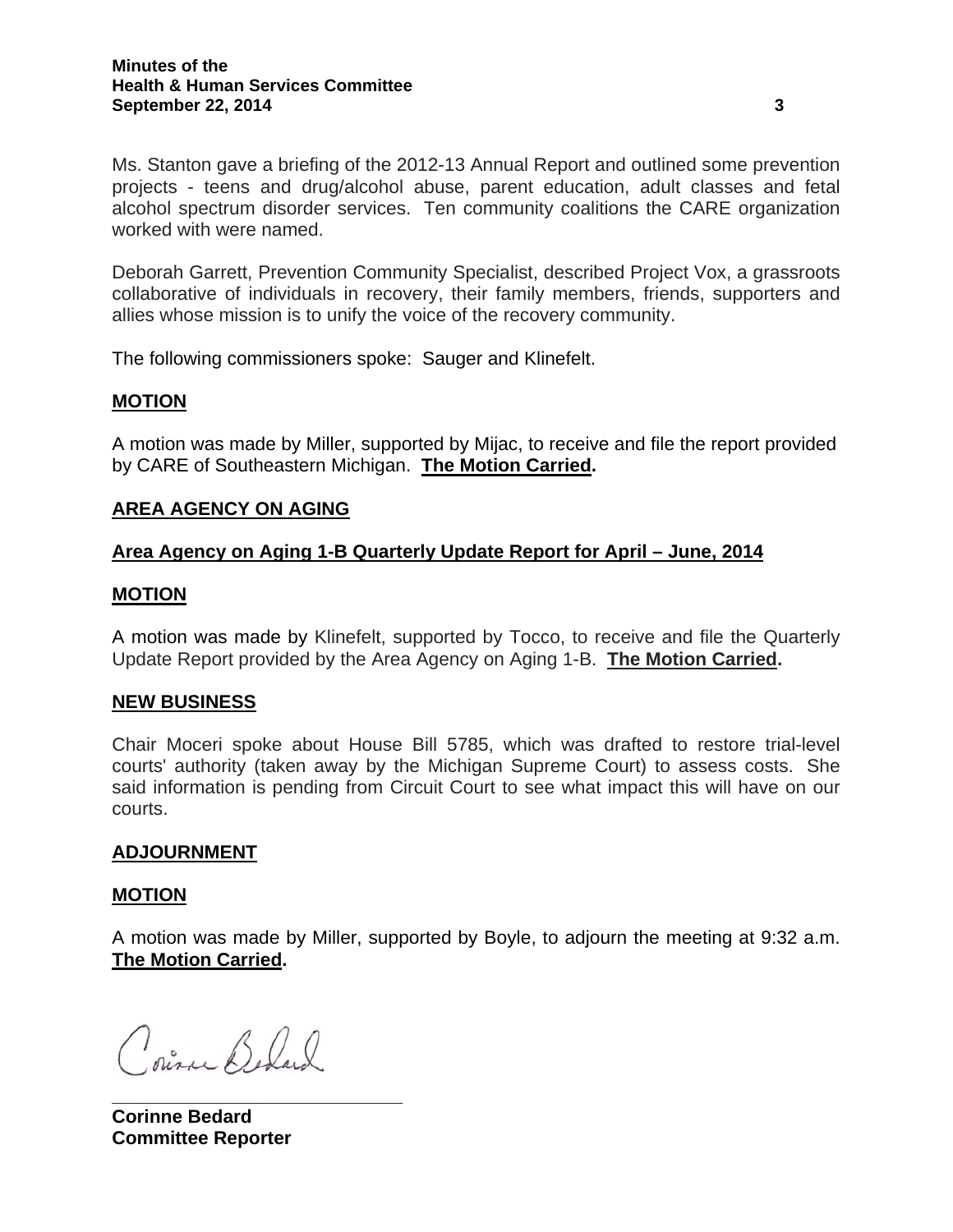Ms. Stanton gave a briefing of the 2012-13 Annual Report and outlined some prevention projects - teens and drug/alcohol abuse, parent education, adult classes and fetal alcohol spectrum disorder services. Ten community coalitions the CARE organization worked with were named.

Deborah Garrett, Prevention Community Specialist, described Project Vox, a grassroots collaborative of individuals in recovery, their family members, friends, supporters and allies whose mission is to unify the voice of the recovery community.

The following commissioners spoke: Sauger and Klinefelt.

**MOTION**

A motion was made by Miller, supported by Mijac, to receive and file the report provided by CARE of Southeastern Michigan. **The Motion Carried.**

**AREA AGENCY ON AGING**

**Area Agency on Aging 1-B Quarterly Update Report for April – June, 2014**

**MOTION**

A motion was made by Klinefelt, supported by Tocco, to receive and file the Quarterly Update Report provided by the Area Agency on Aging 1-B. **The Motion Carried.**

**NEW BUSINESS**

Chair Moceri spoke about House Bill 5785, which was drafted to restore trial-level courts' authority (taken away by the Michigan Supreme Court) to assess costs. She said information is pending from Circuit Court to see what impact this will have on our courts.

**ADJOURNMENT**

**MOTION**

A motion was made by Miller, supported by Boyle, to adjourn the meeting at 9:32 a.m. **The Motion Carried.**

Corinne Bedard

\_\_\_\_\_\_\_\_\_\_\_\_\_\_\_\_\_\_\_\_\_\_\_\_\_\_\_\_\_\_

**Corinne Bedard**
**Committee Reporter**